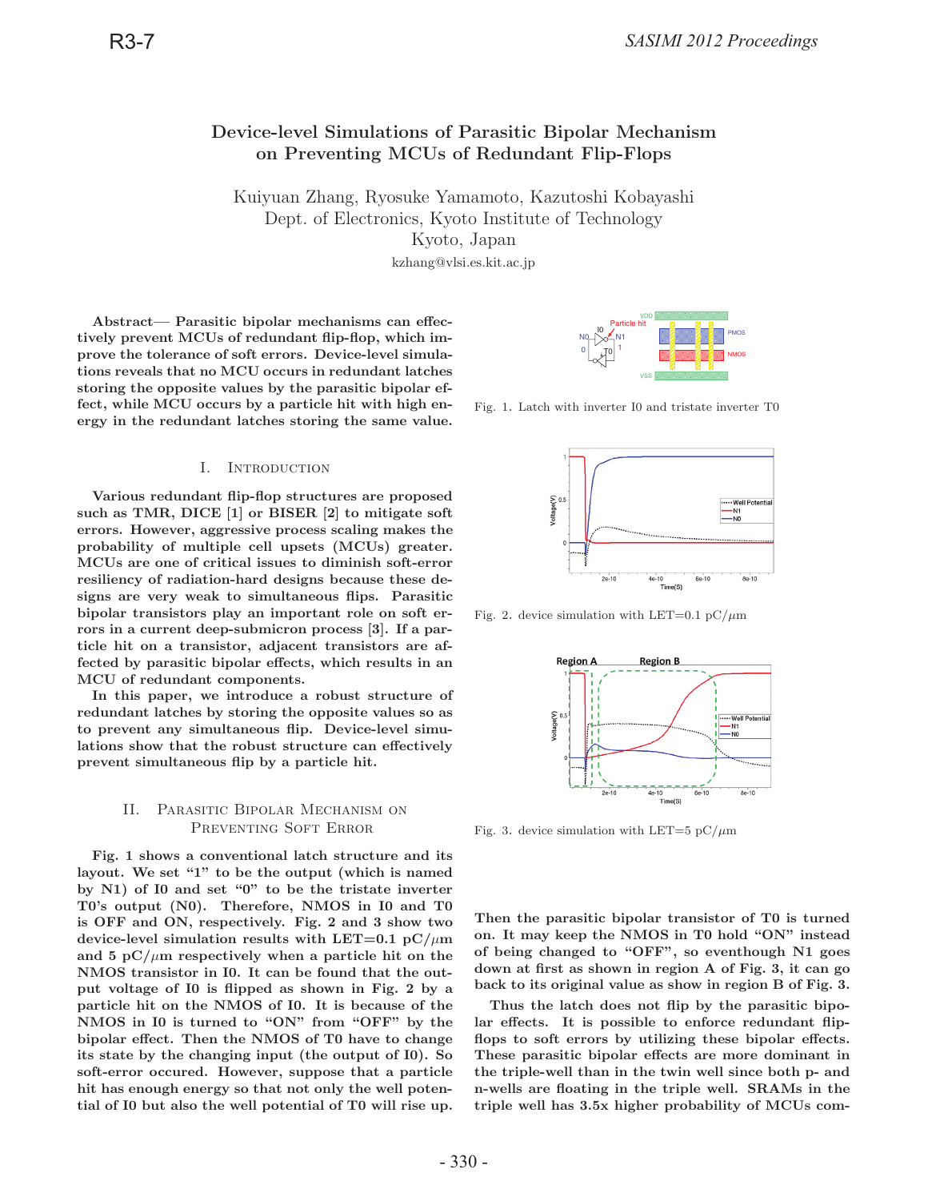# Device-level Simulations of Parasitic Bipolar Mechanism on Preventing MCUs of Redundant Flip-Flops

Kuiyuan Zhang, Ryosuke Yamamoto, Kazutoshi Kobayashi
Dept. of Electronics, Kyoto Institute of Technology
Kyoto, Japan
kzhang@vlsi.es.kit.ac.jp

**Abstract— Parasitic bipolar mechanisms can effectively prevent MCUs of redundant flip-flop, which improve the tolerance of soft errors. Device-level simulations reveals that no MCU occurs in redundant latches storing the opposite values by the parasitic bipolar effect, while MCU occurs by a particle hit with high energy in the redundant latches storing the same value.**

## I. Introduction

Various redundant flip-flop structures are proposed such as TMR, DICE [1] or BISER [2] to mitigate soft errors. However, aggressive process scaling makes the probability of multiple cell upsets (MCUs) greater. MCUs are one of critical issues to diminish soft-error resiliency of radiation-hard designs because these designs are very weak to simultaneous flips. Parasitic bipolar transistors play an important role on soft errors in a current deep-submicron process [3]. If a particle hit on a transistor, adjacent transistors are affected by parasitic bipolar effects, which results in an MCU of redundant components.

In this paper, we introduce a robust structure of redundant latches by storing the opposite values so as to prevent any simultaneous flip. Device-level simulations show that the robust structure can effectively prevent simultaneous flip by a particle hit.

## II. Parasitic Bipolar Mechanism on Preventing Soft Error

Fig. 1 shows a conventional latch structure and its layout. We set "1" to be the output (which is named by N1) of I0 and set "0" to be the tristate inverter T0's output (N0). Therefore, NMOS in I0 and T0 is OFF and ON, respectively. Fig. 2 and 3 show two device-level simulation results with LET=0.1 pC/$\mu$m and 5 pC/$\mu$m respectively when a particle hit on the NMOS transistor in I0. It can be found that the output voltage of I0 is flipped as shown in Fig. 2 by a particle hit on the NMOS of I0. It is because of the NMOS in I0 is turned to "ON" from "OFF" by the bipolar effect. Then the NMOS of T0 have to change its state by the changing input (the output of I0). So soft-error occured. However, suppose that a particle hit has enough energy so that not only the well potential of I0 but also the well potential of T0 will rise up.

Fig. 1. Latch with inverter I0 and tristate inverter T0

Fig. 2. device simulation with LET=0.1 pC/$\mu$m

Fig. 3. device simulation with LET=5 pC/$\mu$m

Then the parasitic bipolar transistor of T0 is turned on. It may keep the NMOS in T0 hold "ON" instead of being changed to "OFF", so eventhough N1 goes down at first as shown in region A of Fig. 3, it can go back to its original value as show in region B of Fig. 3.

Thus the latch does not flip by the parasitic bipolar effects. It is possible to enforce redundant flip-flops to soft errors by utilizing these bipolar effects. These parasitic bipolar effects are more dominant in the triple-well than in the twin well since both p- and n-wells are floating in the triple well. SRAMs in the triple well has 3.5x higher probability of MCUs com-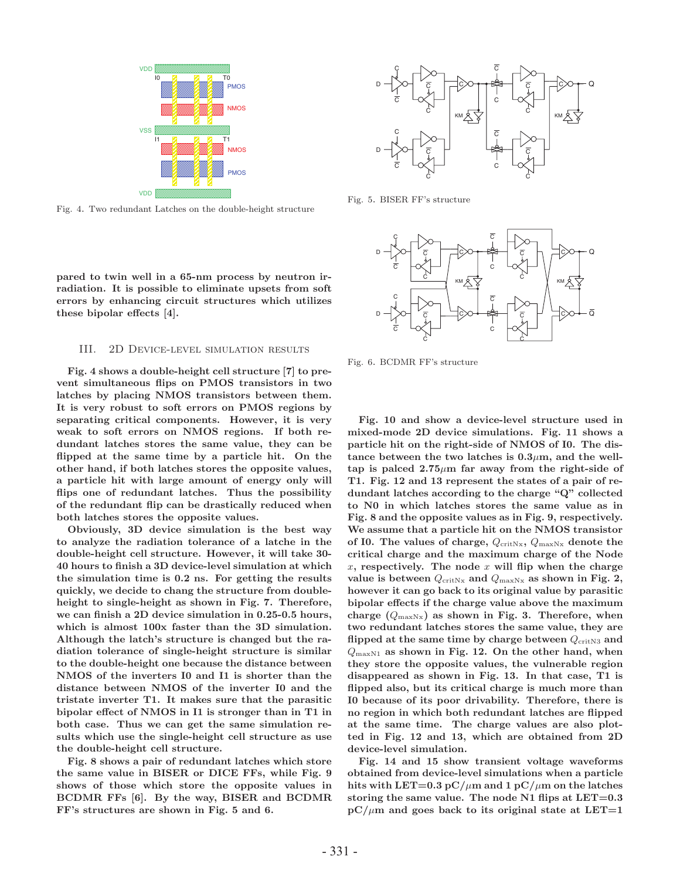Fig. 4. Two redundant Latches on the double-height structure

Fig. 5. BISER FF's structure

Fig. 6. BCDMR FF's structure

pared to twin well in a 65-nm process by neutron irradiation. It is possible to eliminate upsets from soft errors by enhancing circuit structures which utilizes these bipolar effects [4].

## III. 2D Device-level simulation results

Fig. 4 shows a double-height cell structure [7] to prevent simultaneous flips on PMOS transistors in two latches by placing NMOS transistors between them. It is very robust to soft errors on PMOS regions by separating critical components. However, it is very weak to soft errors on NMOS regions. If both redundant latches stores the same value, they can be flipped at the same time by a particle hit. On the other hand, if both latches stores the opposite values, a particle hit with large amount of energy only will flips one of redundant latches. Thus the possibility of the redundant flip can be drastically reduced when both latches stores the opposite values.

Obviously, 3D device simulation is the best way to analyze the radiation tolerance of a latche in the double-height cell structure. However, it will take 30-40 hours to finish a 3D device-level simulation at which the simulation time is 0.2 ns. For getting the results quickly, we decide to chang the structure from double-height to single-height as shown in Fig. 7. Therefore, we can finish a 2D device simulation in 0.25-0.5 hours, which is almost 100x faster than the 3D simulation. Although the latch's structure is changed but the radiation tolerance of single-height structure is similar to the double-height one because the distance between NMOS of the inverters I0 and I1 is shorter than the distance between NMOS of the inverter I0 and the tristate inverter T1. It makes sure that the parasitic bipolar effect of NMOS in I1 is stronger than in T1 in both case. Thus we can get the same simulation results which use the single-height cell structure as use the double-height cell structure.

Fig. 8 shows a pair of redundant latches which store the same value in BISER or DICE FFs, while Fig. 9 shows of those which store the opposite values in BCDMR FFs [6]. By the way, BISER and BCDMR FF's structures are shown in Fig. 5 and 6.

Fig. 10 and show a device-level structure used in mixed-mode 2D device simulations. Fig. 11 shows a particle hit on the right-side of NMOS of I0. The distance between the two latches is 0.3$\mu$m, and the well-tap is palced 2.75$\mu$m far away from the right-side of T1. Fig. 12 and 13 represent the states of a pair of redundant latches according to the charge "Q" collected to N0 in which latches stores the same value as in Fig. 8 and the opposite values as in Fig. 9, respectively. We assume that a particle hit on the NMOS transistor of I0. The values of charge, $Q_{\mathrm{critN}x}$, $Q_{\mathrm{maxN}x}$ denote the critical charge and the maximum charge of the Node $x$, respectively. The node $x$ will flip when the charge value is between $Q_{\mathrm{critN}x}$ and $Q_{\mathrm{maxN}x}$ as shown in Fig. 2, however it can go back to its original value by parasitic bipolar effects if the charge value above the maximum charge ($Q_{\mathrm{maxN}x}$) as shown in Fig. 3. Therefore, when two redundant latches stores the same value, they are flipped at the same time by charge between $Q_{\mathrm{critN3}}$ and $Q_{\mathrm{maxN1}}$ as shown in Fig. 12. On the other hand, when they store the opposite values, the vulnerable region disappeared as shown in Fig. 13. In that case, T1 is flipped also, but its critical charge is much more than I0 because of its poor drivability. Therefore, there is no region in which both redundant latches are flipped at the same time. The charge values are also plotted in Fig. 12 and 13, which are obtained from 2D device-level simulation.

Fig. 14 and 15 show transient voltage waveforms obtained from device-level simulations when a particle hits with LET=0.3 pC/$\mu$m and 1 pC/$\mu$m on the latches storing the same value. The node N1 flips at LET=0.3 pC/$\mu$m and goes back to its original state at LET=1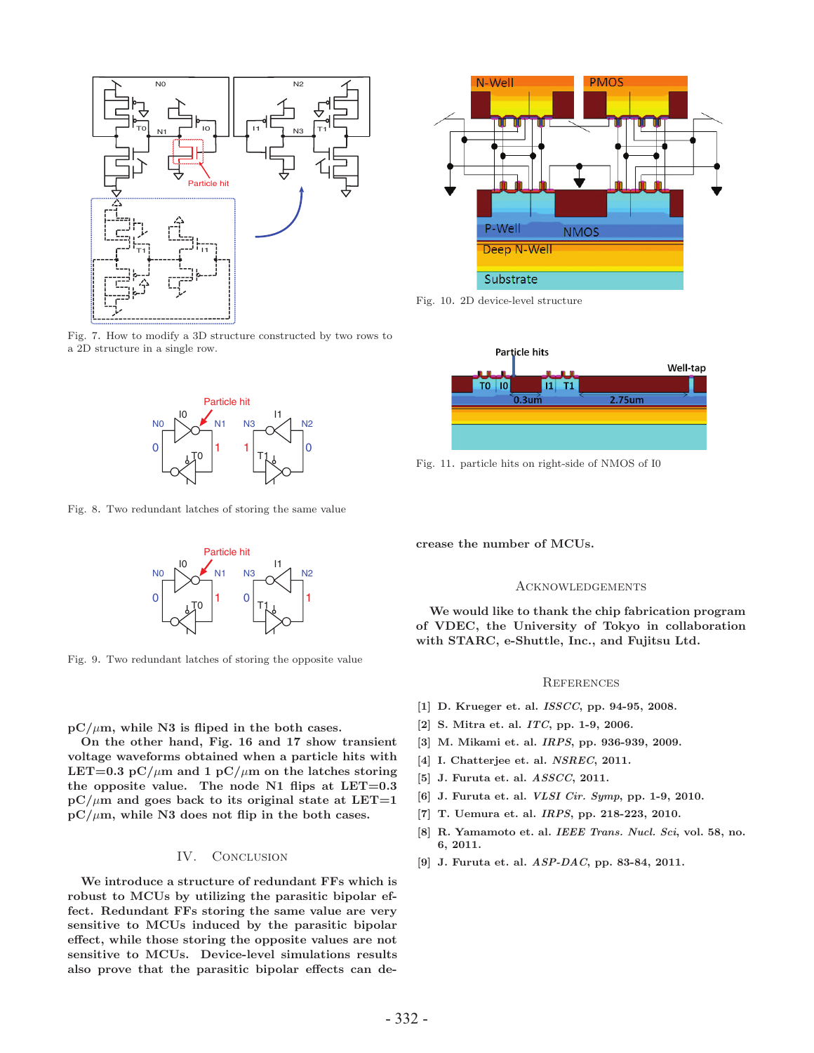Fig. 7. How to modify a 3D structure constructed by two rows to a 2D structure in a single row.

Fig. 8. Two redundant latches of storing the same value

Fig. 9. Two redundant latches of storing the opposite value

pC/$\mu$m, while N3 is fliped in the both cases.

On the other hand, Fig. 16 and 17 show transient voltage waveforms obtained when a particle hits with LET=0.3 pC/$\mu$m and 1 pC/$\mu$m on the latches storing the opposite value. The node N1 flips at LET=0.3 pC/$\mu$m and goes back to its original state at LET=1 pC/$\mu$m, while N3 does not flip in the both cases.

## IV. Conclusion

We introduce a structure of redundant FFs which is robust to MCUs by utilizing the parasitic bipolar effect. Redundant FFs storing the same value are very sensitive to MCUs induced by the parasitic bipolar effect, while those storing the opposite values are not sensitive to MCUs. Device-level simulations results also prove that the parasitic bipolar effects can decrease the number of MCUs.

Fig. 10. 2D device-level structure

Fig. 11. particle hits on right-side of NMOS of I0

## Acknowledgements

We would like to thank the chip fabrication program of VDEC, the University of Tokyo in collaboration with STARC, e-Shuttle, Inc., and Fujitsu Ltd.

## References

[1] D. Krueger et. al. *ISSCC*, pp. 94-95, 2008.

[2] S. Mitra et. al. *ITC*, pp. 1-9, 2006.

[3] M. Mikami et. al. *IRPS*, pp. 936-939, 2009.

[4] I. Chatterjee et. al. *NSREC*, 2011.

[5] J. Furuta et. al. *ASSCC*, 2011.

[6] J. Furuta et. al. *VLSI Cir. Symp*, pp. 1-9, 2010.

[7] T. Uemura et. al. *IRPS*, pp. 218-223, 2010.

[8] R. Yamamoto et. al. *IEEE Trans. Nucl. Sci*, vol. 58, no. 6, 2011.

[9] J. Furuta et. al. *ASP-DAC*, pp. 83-84, 2011.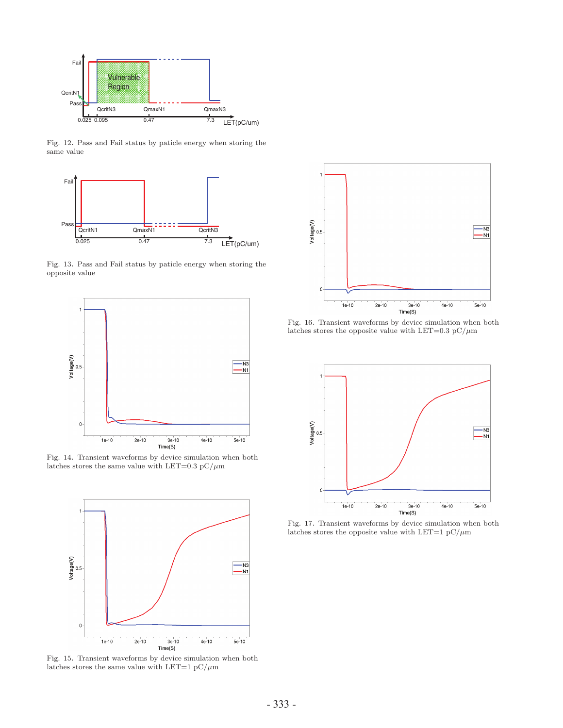Fail

QcritN1

Pass

Vulnerable Region

QcritN3

QmaxN1

QmaxN3

0.025 0.095

0.47

7.3

LET(pC/um)

Fig. 12. Pass and Fail status by paticle energy when storing the same value

Fail

Pass

QcritN1

QmaxN1

QcritN3

0.025

0.47

7.3

LET(pC/um)

Fig. 13. Pass and Fail status by paticle energy when storing the opposite value

Voltage(V)

Time(S)

N3
N1

Fig. 14. Transient waveforms by device simulation when both latches stores the same value with LET=0.3 pC/$\mu$m

Voltage(V)

Time(S)

N3
N1

Fig. 15. Transient waveforms by device simulation when both latches stores the same value with LET=1 pC/$\mu$m

Voltage(V)

Time(S)

N3
N1

Fig. 16. Transient waveforms by device simulation when both latches stores the opposite value with LET=0.3 pC/$\mu$m

Voltage(V)

Time(S)

N3
N1

Fig. 17. Transient waveforms by device simulation when both latches stores the opposite value with LET=1 pC/$\mu$m